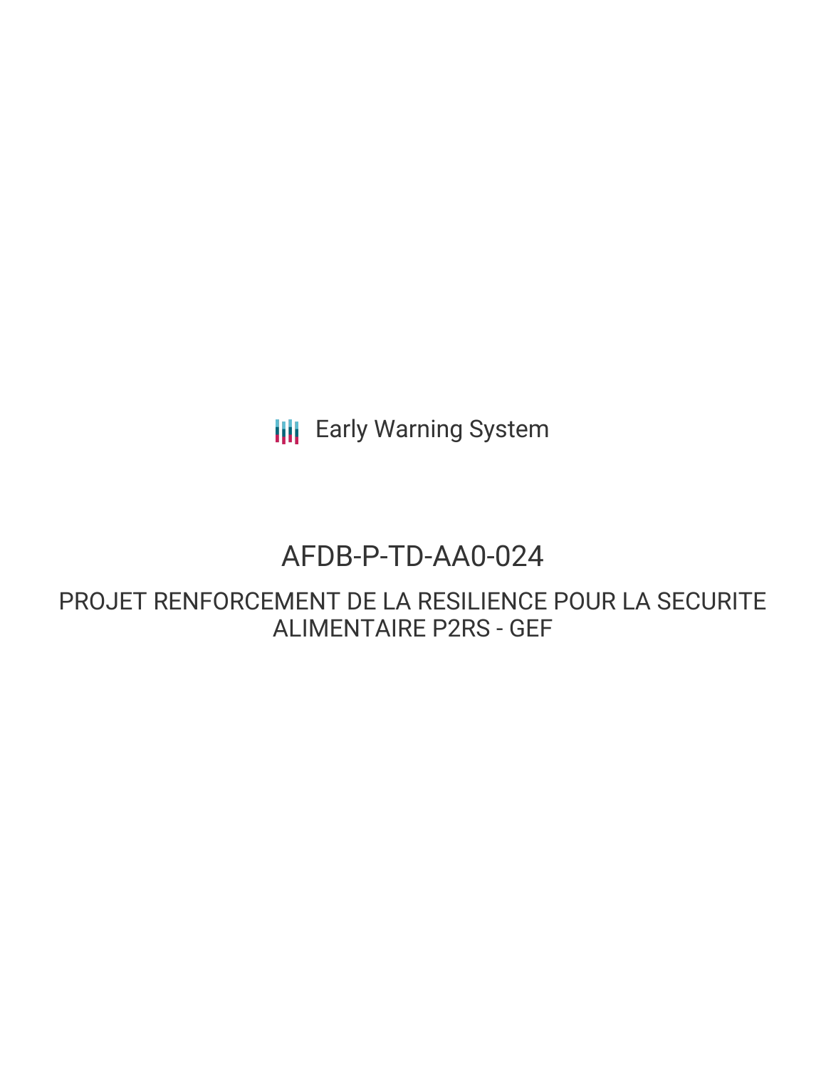Early Warning System

# AFDB-P-TD-AA0-024

## PROJET RENFORCEMENT DE LA RESILIENCE POUR LA SECURITE ALIMENTAIRE P2RS - GEF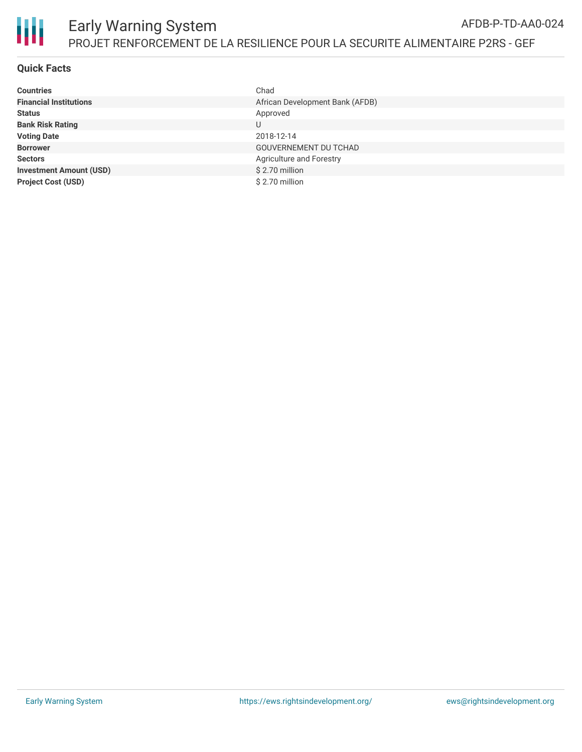## Quick Facts

| | |
|---|---|
| **Countries** | Chad |
| **Financial Institutions** | African Development Bank (AFDB) |
| **Status** | Approved |
| **Bank Risk Rating** | U |
| **Voting Date** | 2018-12-14 |
| **Borrower** | GOUVERNEMENT DU TCHAD |
| **Sectors** | Agriculture and Forestry |
| **Investment Amount (USD)** | $ 2.70 million |
| **Project Cost (USD)** | $ 2.70 million |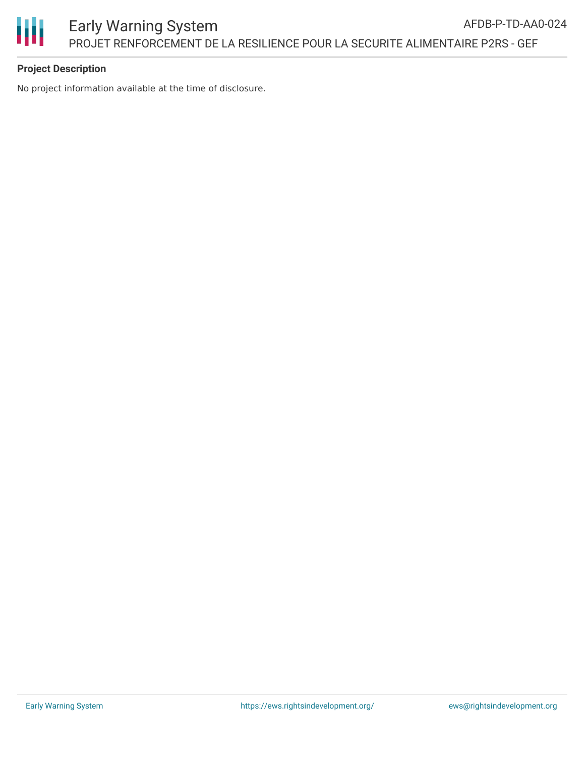## Project Description

No project information available at the time of disclosure.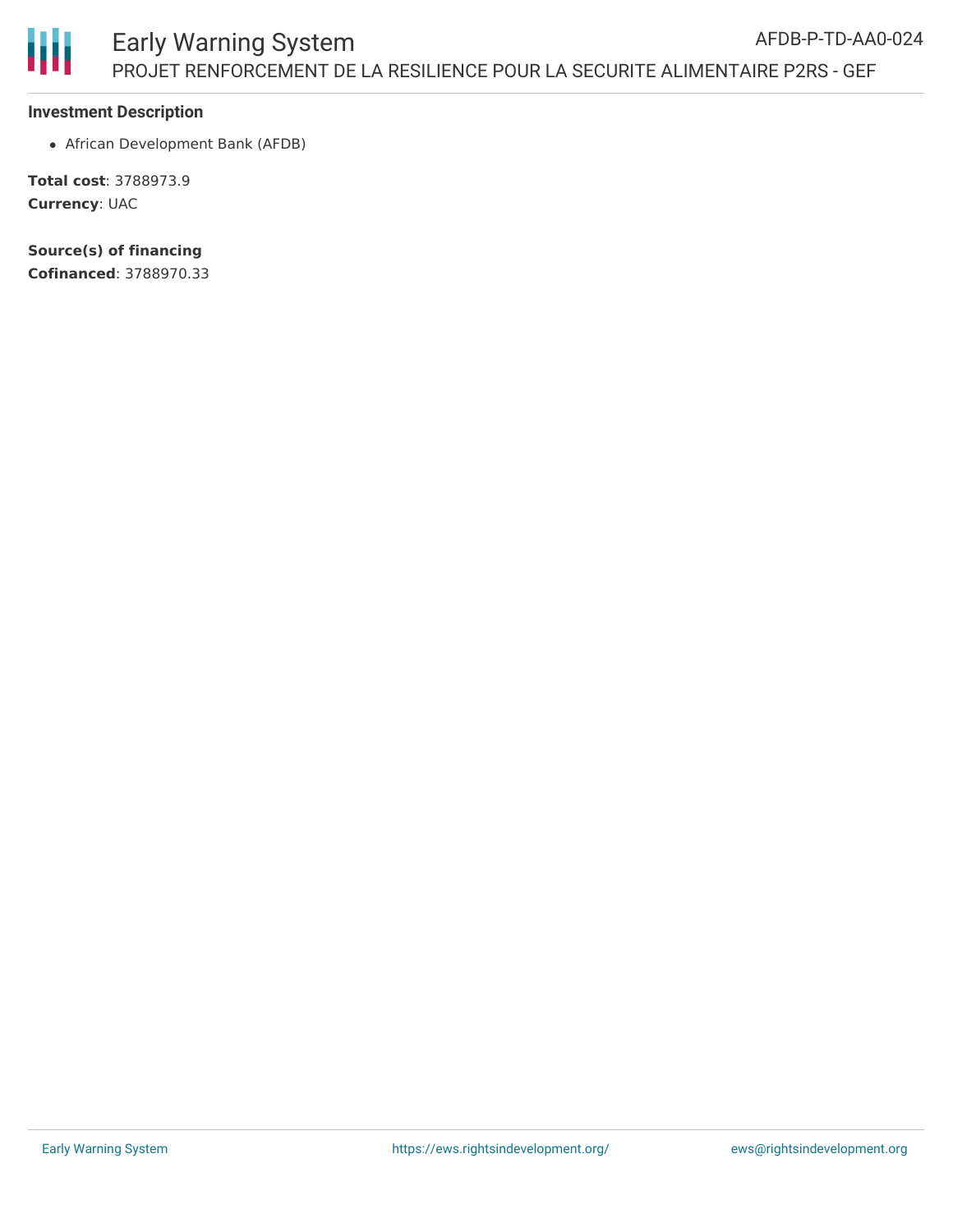### Investment Description

- African Development Bank (AFDB)

**Total cost**: 3788973.9
**Currency**: UAC

**Source(s) of financing**
**Cofinanced**: 3788970.33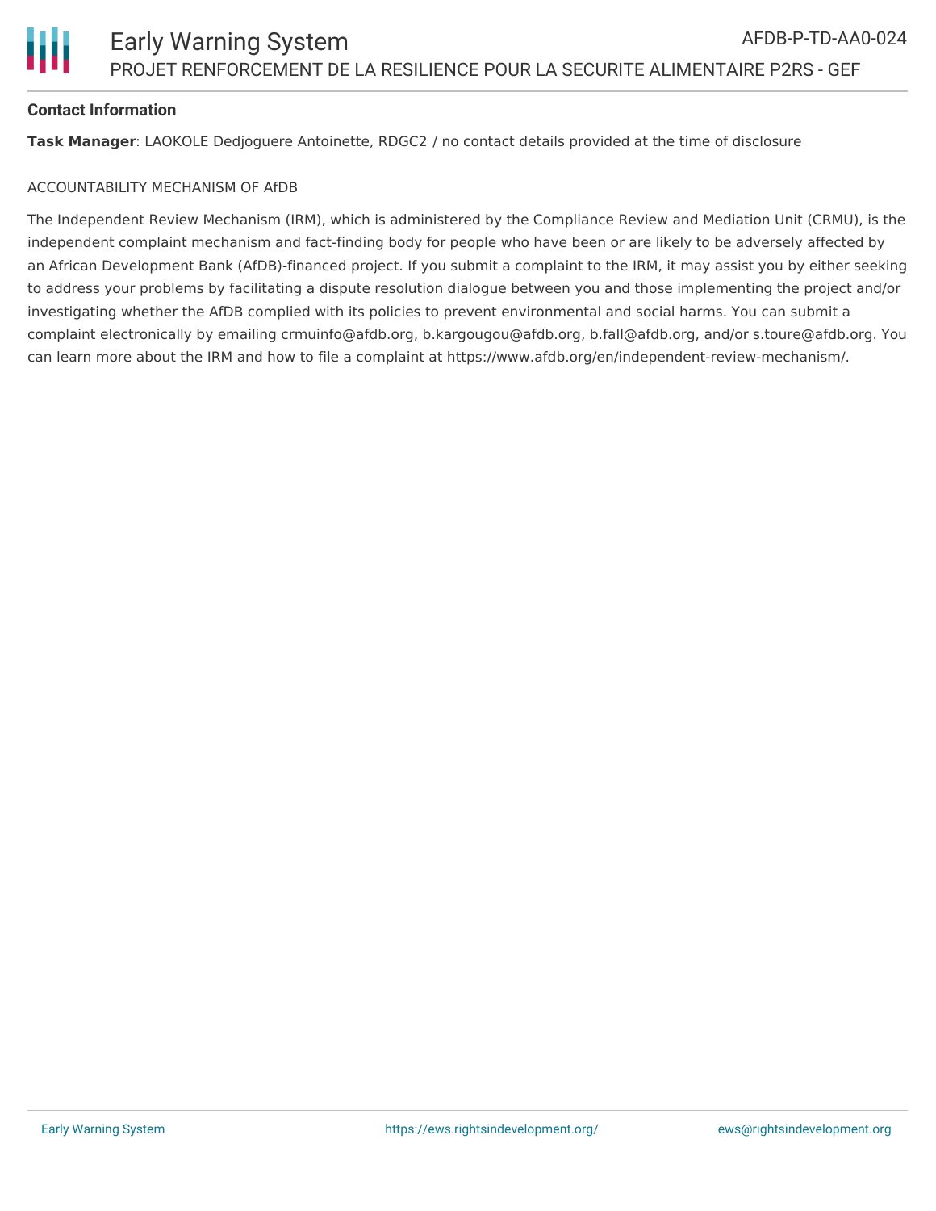**Contact Information**

**Task Manager**: LAOKOLE Dedjoguere Antoinette, RDGC2 / no contact details provided at the time of disclosure

ACCOUNTABILITY MECHANISM OF AfDB

The Independent Review Mechanism (IRM), which is administered by the Compliance Review and Mediation Unit (CRMU), is the independent complaint mechanism and fact-finding body for people who have been or are likely to be adversely affected by an African Development Bank (AfDB)-financed project. If you submit a complaint to the IRM, it may assist you by either seeking to address your problems by facilitating a dispute resolution dialogue between you and those implementing the project and/or investigating whether the AfDB complied with its policies to prevent environmental and social harms. You can submit a complaint electronically by emailing crmuinfo@afdb.org, b.kargougou@afdb.org, b.fall@afdb.org, and/or s.toure@afdb.org. You can learn more about the IRM and how to file a complaint at https://www.afdb.org/en/independent-review-mechanism/.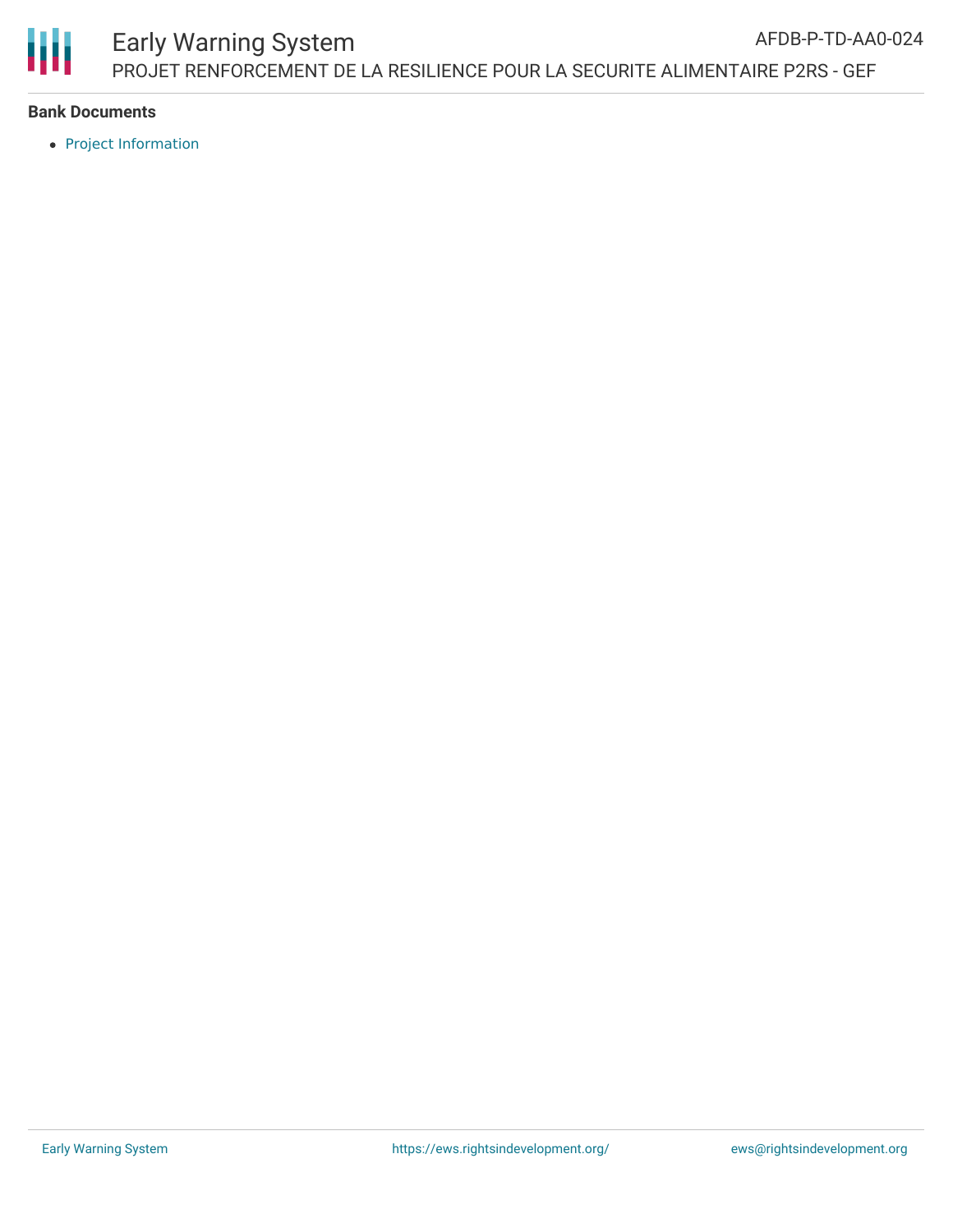**Bank Documents**

- Project Information